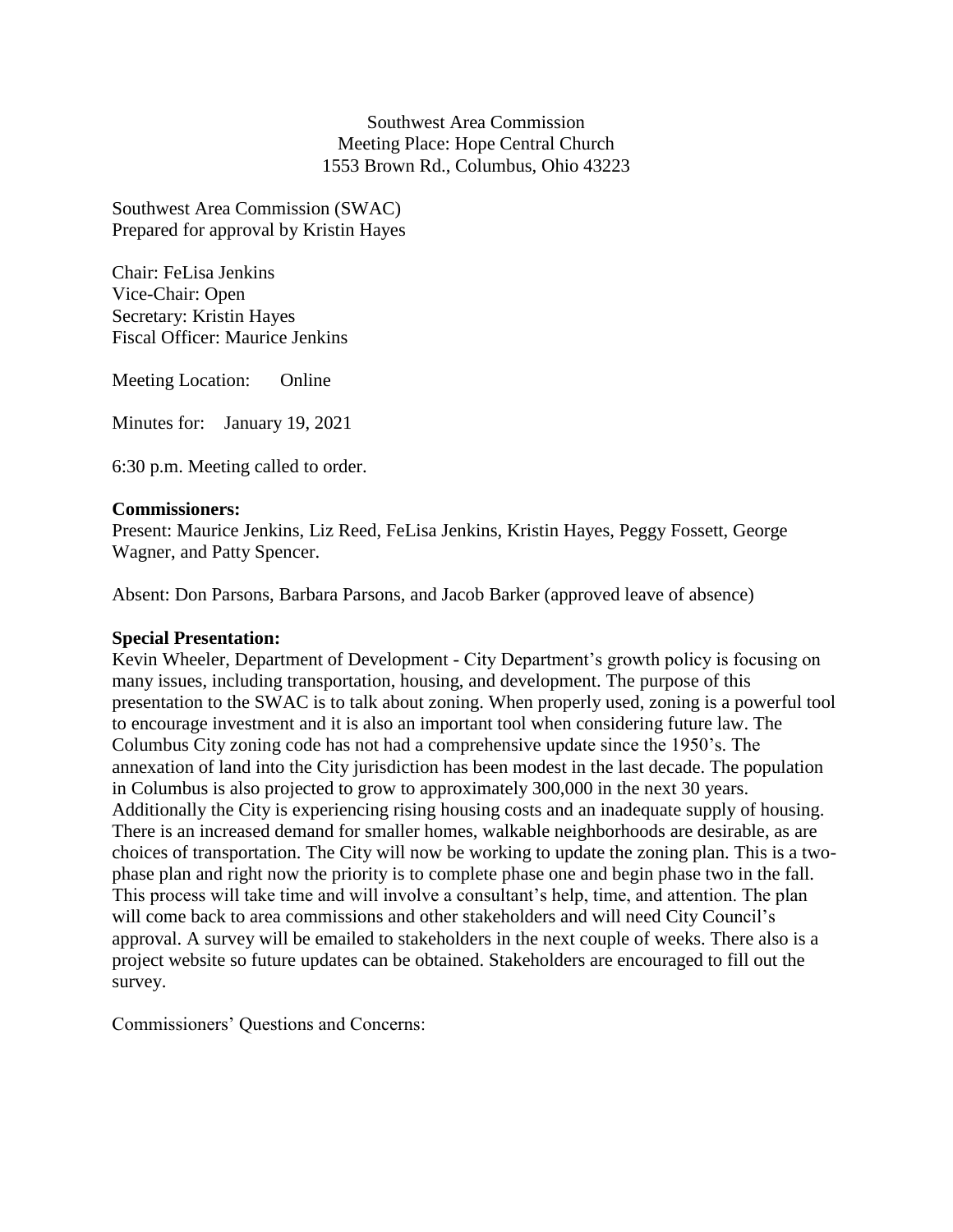Southwest Area Commission
Meeting Place: Hope Central Church
1553 Brown Rd., Columbus, Ohio 43223

Southwest Area Commission (SWAC)
Prepared for approval by Kristin Hayes

Chair: FeLisa Jenkins
Vice-Chair: Open
Secretary: Kristin Hayes
Fiscal Officer: Maurice Jenkins

Meeting Location: Online

Minutes for: January 19, 2021

6:30 p.m. Meeting called to order.

**Commissioners:**
Present: Maurice Jenkins, Liz Reed, FeLisa Jenkins, Kristin Hayes, Peggy Fossett, George Wagner, and Patty Spencer.

Absent: Don Parsons, Barbara Parsons, and Jacob Barker (approved leave of absence)

**Special Presentation:**
Kevin Wheeler, Department of Development - City Department's growth policy is focusing on many issues, including transportation, housing, and development. The purpose of this presentation to the SWAC is to talk about zoning. When properly used, zoning is a powerful tool to encourage investment and it is also an important tool when considering future law. The Columbus City zoning code has not had a comprehensive update since the 1950's. The annexation of land into the City jurisdiction has been modest in the last decade. The population in Columbus is also projected to grow to approximately 300,000 in the next 30 years. Additionally the City is experiencing rising housing costs and an inadequate supply of housing. There is an increased demand for smaller homes, walkable neighborhoods are desirable, as are choices of transportation. The City will now be working to update the zoning plan. This is a two-phase plan and right now the priority is to complete phase one and begin phase two in the fall. This process will take time and will involve a consultant's help, time, and attention. The plan will come back to area commissions and other stakeholders and will need City Council's approval. A survey will be emailed to stakeholders in the next couple of weeks. There also is a project website so future updates can be obtained. Stakeholders are encouraged to fill out the survey.

Commissioners' Questions and Concerns: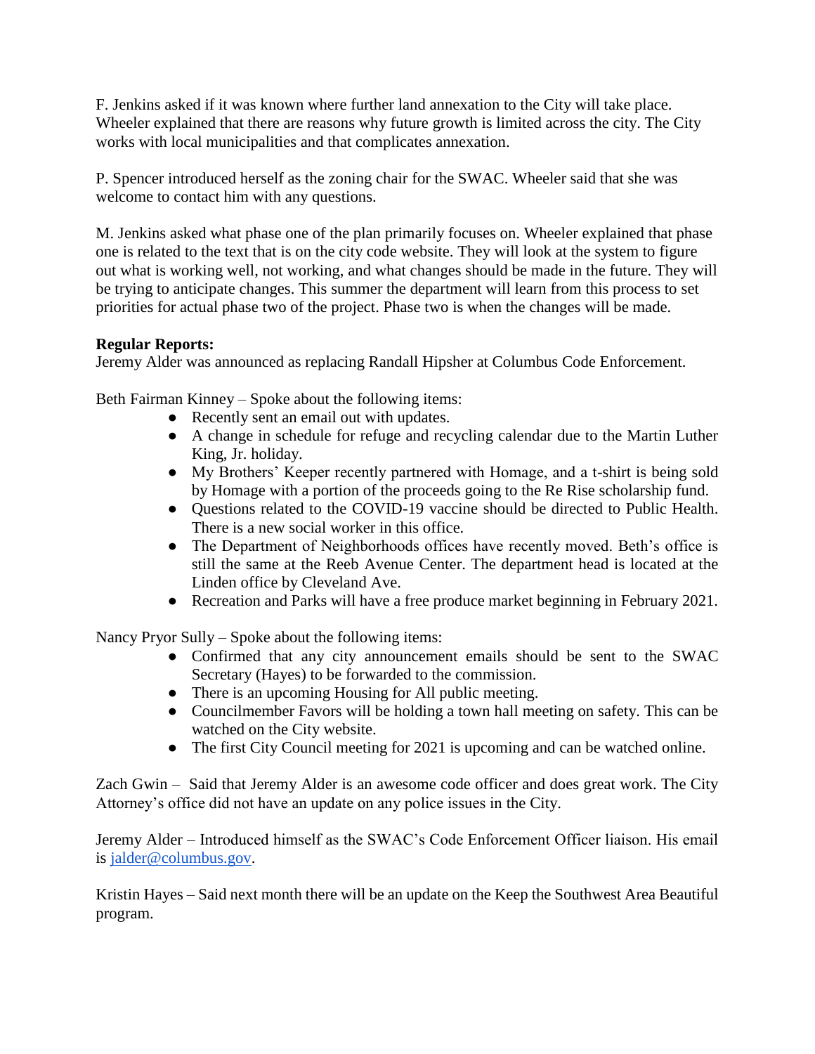F. Jenkins asked if it was known where further land annexation to the City will take place. Wheeler explained that there are reasons why future growth is limited across the city. The City works with local municipalities and that complicates annexation.

P. Spencer introduced herself as the zoning chair for the SWAC. Wheeler said that she was welcome to contact him with any questions.

M. Jenkins asked what phase one of the plan primarily focuses on. Wheeler explained that phase one is related to the text that is on the city code website. They will look at the system to figure out what is working well, not working, and what changes should be made in the future. They will be trying to anticipate changes. This summer the department will learn from this process to set priorities for actual phase two of the project. Phase two is when the changes will be made.

**Regular Reports:**
Jeremy Alder was announced as replacing Randall Hipsher at Columbus Code Enforcement.

Beth Fairman Kinney – Spoke about the following items:

- Recently sent an email out with updates.
- A change in schedule for refuge and recycling calendar due to the Martin Luther King, Jr. holiday.
- My Brothers' Keeper recently partnered with Homage, and a t-shirt is being sold by Homage with a portion of the proceeds going to the Re Rise scholarship fund.
- Questions related to the COVID-19 vaccine should be directed to Public Health. There is a new social worker in this office.
- The Department of Neighborhoods offices have recently moved. Beth's office is still the same at the Reeb Avenue Center. The department head is located at the Linden office by Cleveland Ave.
- Recreation and Parks will have a free produce market beginning in February 2021.

Nancy Pryor Sully – Spoke about the following items:

- Confirmed that any city announcement emails should be sent to the SWAC Secretary (Hayes) to be forwarded to the commission.
- There is an upcoming Housing for All public meeting.
- Councilmember Favors will be holding a town hall meeting on safety. This can be watched on the City website.
- The first City Council meeting for 2021 is upcoming and can be watched online.

Zach Gwin – Said that Jeremy Alder is an awesome code officer and does great work. The City Attorney's office did not have an update on any police issues in the City.

Jeremy Alder – Introduced himself as the SWAC's Code Enforcement Officer liaison. His email is jalder@columbus.gov.

Kristin Hayes – Said next month there will be an update on the Keep the Southwest Area Beautiful program.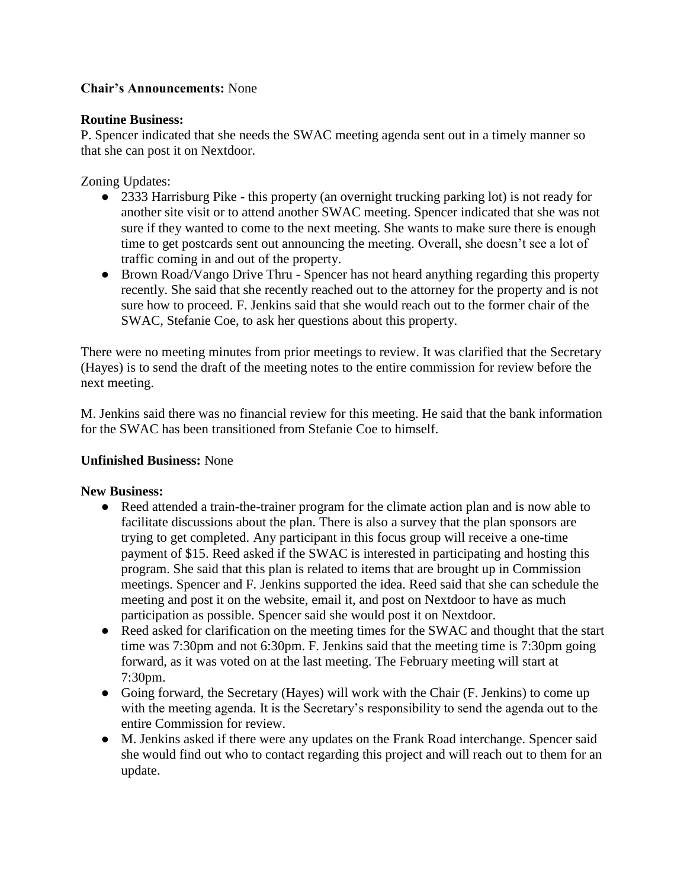**Chair's Announcements:** None

**Routine Business:**
P. Spencer indicated that she needs the SWAC meeting agenda sent out in a timely manner so that she can post it on Nextdoor.

Zoning Updates:

- 2333 Harrisburg Pike - this property (an overnight trucking parking lot) is not ready for another site visit or to attend another SWAC meeting. Spencer indicated that she was not sure if they wanted to come to the next meeting. She wants to make sure there is enough time to get postcards sent out announcing the meeting. Overall, she doesn't see a lot of traffic coming in and out of the property.
- Brown Road/Vango Drive Thru - Spencer has not heard anything regarding this property recently. She said that she recently reached out to the attorney for the property and is not sure how to proceed. F. Jenkins said that she would reach out to the former chair of the SWAC, Stefanie Coe, to ask her questions about this property.

There were no meeting minutes from prior meetings to review. It was clarified that the Secretary (Hayes) is to send the draft of the meeting notes to the entire commission for review before the next meeting.

M. Jenkins said there was no financial review for this meeting. He said that the bank information for the SWAC has been transitioned from Stefanie Coe to himself.

**Unfinished Business:** None

**New Business:**

- Reed attended a train-the-trainer program for the climate action plan and is now able to facilitate discussions about the plan. There is also a survey that the plan sponsors are trying to get completed. Any participant in this focus group will receive a one-time payment of $15. Reed asked if the SWAC is interested in participating and hosting this program. She said that this plan is related to items that are brought up in Commission meetings. Spencer and F. Jenkins supported the idea. Reed said that she can schedule the meeting and post it on the website, email it, and post on Nextdoor to have as much participation as possible. Spencer said she would post it on Nextdoor.
- Reed asked for clarification on the meeting times for the SWAC and thought that the start time was 7:30pm and not 6:30pm. F. Jenkins said that the meeting time is 7:30pm going forward, as it was voted on at the last meeting. The February meeting will start at 7:30pm.
- Going forward, the Secretary (Hayes) will work with the Chair (F. Jenkins) to come up with the meeting agenda. It is the Secretary's responsibility to send the agenda out to the entire Commission for review.
- M. Jenkins asked if there were any updates on the Frank Road interchange. Spencer said she would find out who to contact regarding this project and will reach out to them for an update.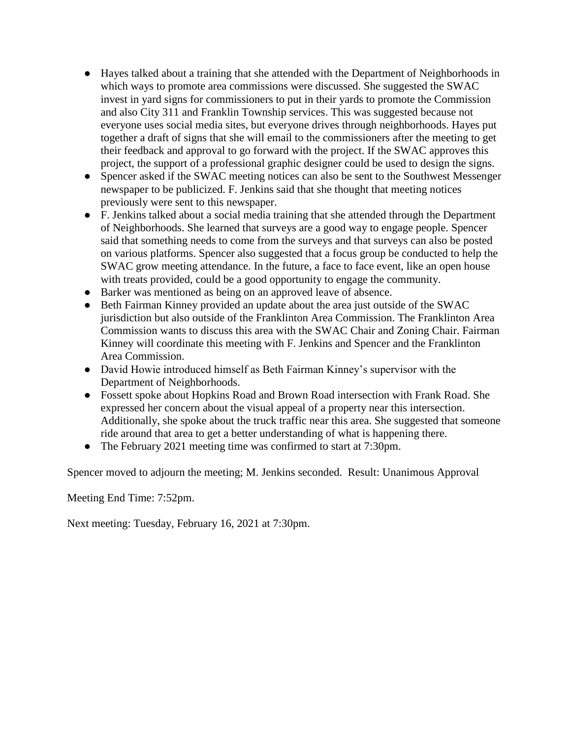- Hayes talked about a training that she attended with the Department of Neighborhoods in which ways to promote area commissions were discussed. She suggested the SWAC invest in yard signs for commissioners to put in their yards to promote the Commission and also City 311 and Franklin Township services. This was suggested because not everyone uses social media sites, but everyone drives through neighborhoods. Hayes put together a draft of signs that she will email to the commissioners after the meeting to get their feedback and approval to go forward with the project. If the SWAC approves this project, the support of a professional graphic designer could be used to design the signs.
- Spencer asked if the SWAC meeting notices can also be sent to the Southwest Messenger newspaper to be publicized. F. Jenkins said that she thought that meeting notices previously were sent to this newspaper.
- F. Jenkins talked about a social media training that she attended through the Department of Neighborhoods. She learned that surveys are a good way to engage people. Spencer said that something needs to come from the surveys and that surveys can also be posted on various platforms. Spencer also suggested that a focus group be conducted to help the SWAC grow meeting attendance. In the future, a face to face event, like an open house with treats provided, could be a good opportunity to engage the community.
- Barker was mentioned as being on an approved leave of absence.
- Beth Fairman Kinney provided an update about the area just outside of the SWAC jurisdiction but also outside of the Franklinton Area Commission. The Franklinton Area Commission wants to discuss this area with the SWAC Chair and Zoning Chair. Fairman Kinney will coordinate this meeting with F. Jenkins and Spencer and the Franklinton Area Commission.
- David Howie introduced himself as Beth Fairman Kinney's supervisor with the Department of Neighborhoods.
- Fossett spoke about Hopkins Road and Brown Road intersection with Frank Road. She expressed her concern about the visual appeal of a property near this intersection. Additionally, she spoke about the truck traffic near this area. She suggested that someone ride around that area to get a better understanding of what is happening there.
- The February 2021 meeting time was confirmed to start at 7:30pm.

Spencer moved to adjourn the meeting; M. Jenkins seconded. Result: Unanimous Approval

Meeting End Time: 7:52pm.

Next meeting: Tuesday, February 16, 2021 at 7:30pm.